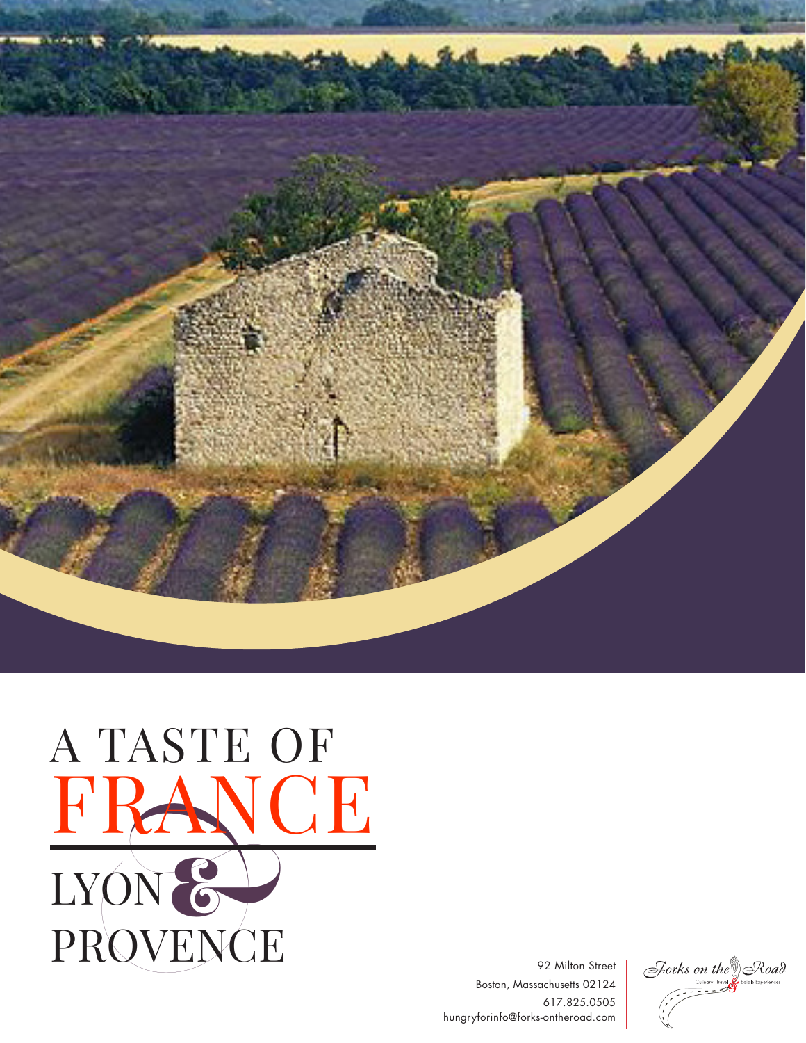# A TASTE OF FRANCE

## LYON & PROVENCE

92 Milton Street
Boston, Massachusetts 02124
617.825.0505
hungryforinfo@forks-ontheroad.com

Forks on the Road
Culinary Travel & Edible Experiences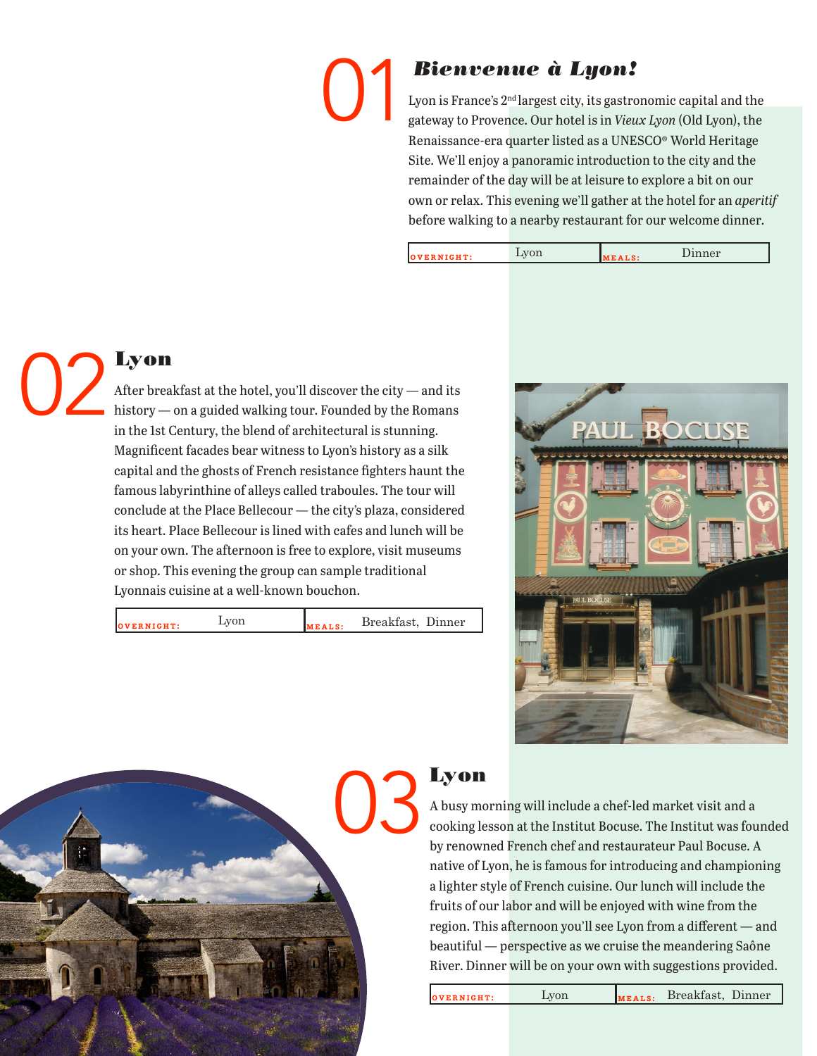## 01 *Bienvenue à Lyon!*

Lyon is France's 2nd largest city, its gastronomic capital and the gateway to Provence. Our hotel is in *Vieux Lyon* (Old Lyon), the Renaissance-era quarter listed as a UNESCO® World Heritage Site. We'll enjoy a panoramic introduction to the city and the remainder of the day will be at leisure to explore a bit on our own or relax. This evening we'll gather at the hotel for an *aperitif* before walking to a nearby restaurant for our welcome dinner.

| OVERNIGHT: | Lyon | MEALS: | Dinner |
|---|---|---|---|

## 02 Lyon

After breakfast at the hotel, you'll discover the city — and its history — on a guided walking tour. Founded by the Romans in the 1st Century, the blend of architectural is stunning. Magnificent facades bear witness to Lyon's history as a silk capital and the ghosts of French resistance fighters haunt the famous labyrinthine of alleys called traboules. The tour will conclude at the Place Bellecour — the city's plaza, considered its heart. Place Bellecour is lined with cafes and lunch will be on your own. The afternoon is free to explore, visit museums or shop. This evening the group can sample traditional Lyonnais cuisine at a well-known bouchon.

| OVERNIGHT: | Lyon | MEALS: | Breakfast, Dinner |
|---|---|---|---|

## 03 Lyon

A busy morning will include a chef-led market visit and a cooking lesson at the Institut Bocuse. The Institut was founded by renowned French chef and restaurateur Paul Bocuse. A native of Lyon, he is famous for introducing and championing a lighter style of French cuisine. Our lunch will include the fruits of our labor and will be enjoyed with wine from the region. This afternoon you'll see Lyon from a different — and beautiful — perspective as we cruise the meandering Saône River. Dinner will be on your own with suggestions provided.

| OVERNIGHT: | Lyon | MEALS: | Breakfast, Dinner |
|---|---|---|---|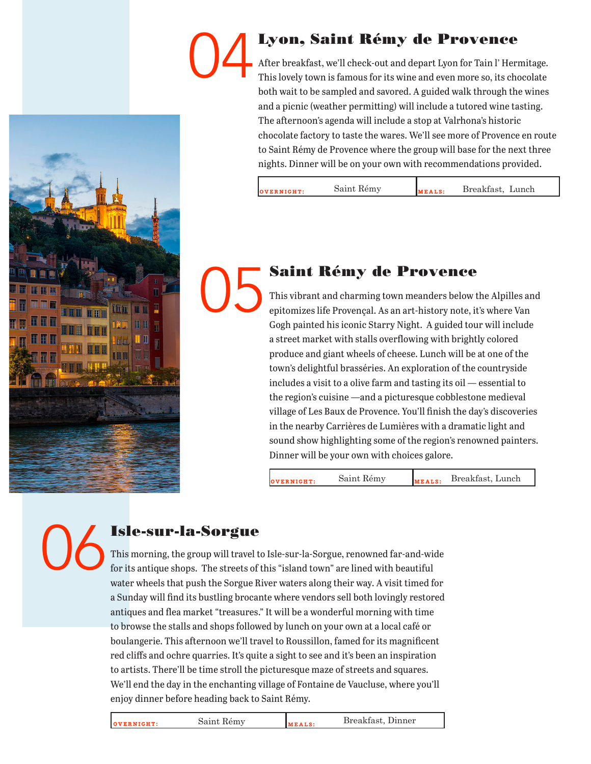## 04 Lyon, Saint Rémy de Provence

After breakfast, we'll check-out and depart Lyon for Tain l' Hermitage. This lovely town is famous for its wine and even more so, its chocolate both wait to be sampled and savored. A guided walk through the wines and a picnic (weather permitting) will include a tutored wine tasting. The afternoon's agenda will include a stop at Valrhona's historic chocolate factory to taste the wares. We'll see more of Provence en route to Saint Rémy de Provence where the group will base for the next three nights. Dinner will be on your own with recommendations provided.

| OVERNIGHT: | Saint Rémy | MEALS: | Breakfast, Lunch |
|---|---|---|---|

## 05 Saint Rémy de Provence

This vibrant and charming town meanders below the Alpilles and epitomizes life Provençal. As an art-history note, it's where Van Gogh painted his iconic Starry Night. A guided tour will include a street market with stalls overflowing with brightly colored produce and giant wheels of cheese. Lunch will be at one of the town's delightful brasséries. An exploration of the countryside includes a visit to a olive farm and tasting its oil — essential to the region's cuisine —and a picturesque cobblestone medieval village of Les Baux de Provence. You'll finish the day's discoveries in the nearby Carrières de Lumières with a dramatic light and sound show highlighting some of the region's renowned painters. Dinner will be your own with choices galore.

| OVERNIGHT: | Saint Rémy | MEALS: | Breakfast, Lunch |
|---|---|---|---|

## 06 Isle-sur-la-Sorgue

This morning, the group will travel to Isle-sur-la-Sorgue, renowned far-and-wide for its antique shops. The streets of this "island town" are lined with beautiful water wheels that push the Sorgue River waters along their way. A visit timed for a Sunday will find its bustling brocante where vendors sell both lovingly restored antiques and flea market "treasures." It will be a wonderful morning with time to browse the stalls and shops followed by lunch on your own at a local café or boulangerie. This afternoon we'll travel to Roussillon, famed for its magnificent red cliffs and ochre quarries. It's quite a sight to see and it's been an inspiration to artists. There'll be time stroll the picturesque maze of streets and squares. We'll end the day in the enchanting village of Fontaine de Vaucluse, where you'll enjoy dinner before heading back to Saint Rémy.

| OVERNIGHT: | Saint Rémy | MEALS: | Breakfast, Dinner |
|---|---|---|---|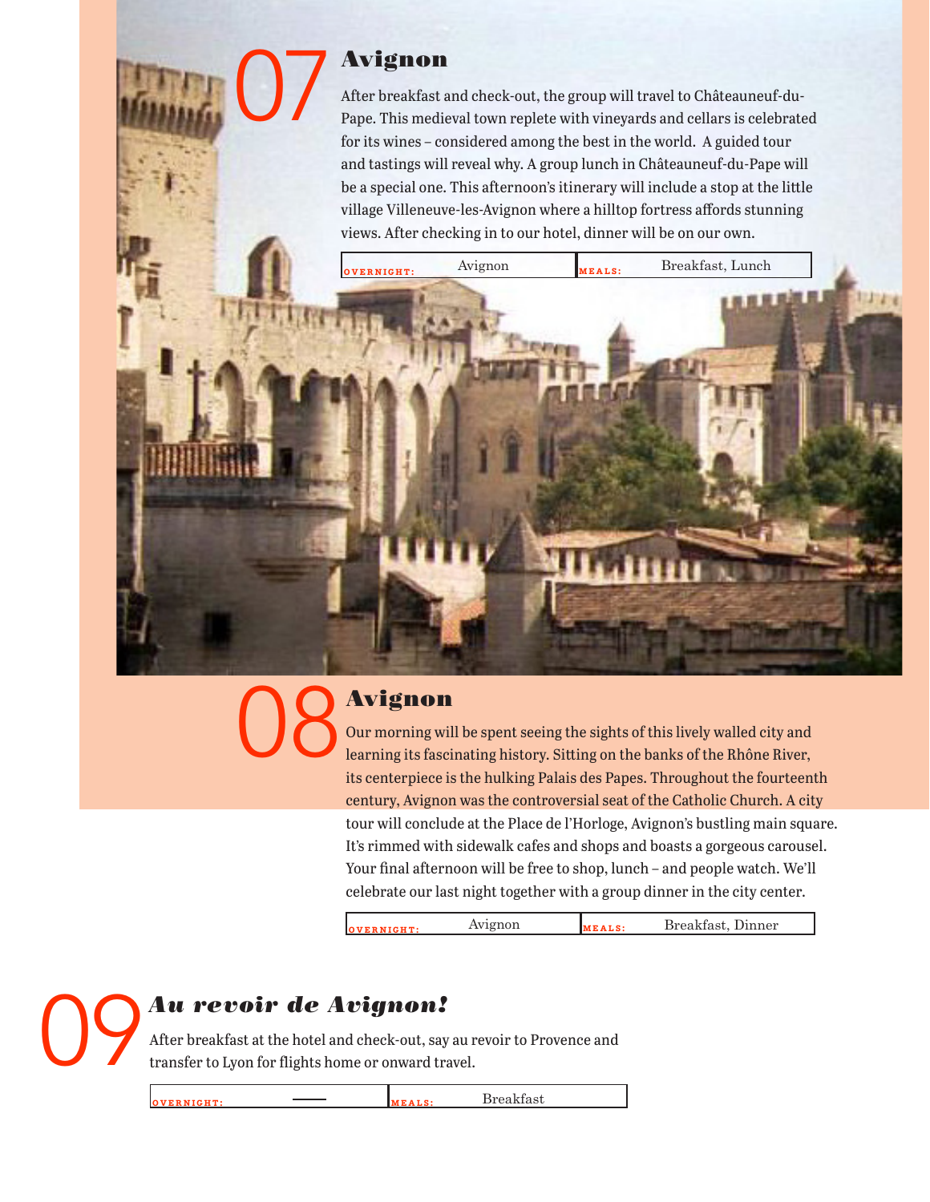## 07 Avignon

After breakfast and check-out, the group will travel to Châteauneuf-du-Pape. This medieval town replete with vineyards and cellars is celebrated for its wines – considered among the best in the world. A guided tour and tastings will reveal why. A group lunch in Châteauneuf-du-Pape will be a special one. This afternoon's itinerary will include a stop at the little village Villeneuve-les-Avignon where a hilltop fortress affords stunning views. After checking in to our hotel, dinner will be on our own.

| | | | |
|---|---|---|---|
| OVERNIGHT: | Avignon | MEALS: | Breakfast, Lunch |

## 08 Avignon

Our morning will be spent seeing the sights of this lively walled city and learning its fascinating history. Sitting on the banks of the Rhône River, its centerpiece is the hulking Palais des Papes. Throughout the fourteenth century, Avignon was the controversial seat of the Catholic Church. A city tour will conclude at the Place de l'Horloge, Avignon's bustling main square. It's rimmed with sidewalk cafes and shops and boasts a gorgeous carousel. Your final afternoon will be free to shop, lunch – and people watch. We'll celebrate our last night together with a group dinner in the city center.

| | | | |
|---|---|---|---|
| OVERNIGHT: | Avignon | MEALS: | Breakfast, Dinner |

## 09 *Au revoir de Avignon!*

After breakfast at the hotel and check-out, say au revoir to Provence and transfer to Lyon for flights home or onward travel.

| | | | |
|---|---|---|---|
| OVERNIGHT: | — | MEALS: | Breakfast |